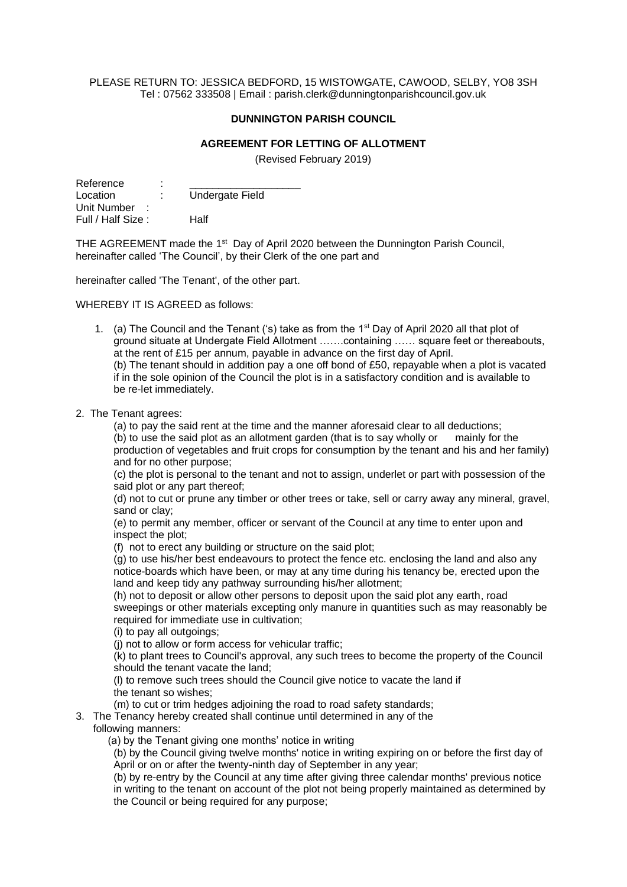PLEASE RETURN TO: JESSICA BEDFORD, 15 WISTOWGATE, CAWOOD, SELBY, YO8 3SH
Tel : 07562 333508 | Email : parish.clerk@dunningtonparishcouncil.gov.uk

**DUNNINGTON PARISH COUNCIL**

**AGREEMENT FOR LETTING OF ALLOTMENT**

(Revised February 2019)

Reference : ___________________
Location : Undergate Field
Unit Number :
Full / Half Size : Half

THE AGREEMENT made the 1st Day of April 2020 between the Dunnington Parish Council, hereinafter called 'The Council', by their Clerk of the one part and

hereinafter called 'The Tenant', of the other part.

WHEREBY IT IS AGREED as follows:

1. (a) The Council and the Tenant ('s) take as from the 1st Day of April 2020 all that plot of ground situate at Undergate Field Allotment …….containing …… square feet or thereabouts, at the rent of £15 per annum, payable in advance on the first day of April.
   (b) The tenant should in addition pay a one off bond of £50, repayable when a plot is vacated if in the sole opinion of the Council the plot is in a satisfactory condition and is available to be re-let immediately.

2. The Tenant agrees:
   (a) to pay the said rent at the time and the manner aforesaid clear to all deductions;
   (b) to use the said plot as an allotment garden (that is to say wholly or mainly for the production of vegetables and fruit crops for consumption by the tenant and his and her family) and for no other purpose;
   (c) the plot is personal to the tenant and not to assign, underlet or part with possession of the said plot or any part thereof;
   (d) not to cut or prune any timber or other trees or take, sell or carry away any mineral, gravel, sand or clay;
   (e) to permit any member, officer or servant of the Council at any time to enter upon and inspect the plot;
   (f) not to erect any building or structure on the said plot;
   (g) to use his/her best endeavours to protect the fence etc. enclosing the land and also any notice-boards which have been, or may at any time during his tenancy be, erected upon the land and keep tidy any pathway surrounding his/her allotment;
   (h) not to deposit or allow other persons to deposit upon the said plot any earth, road sweepings or other materials excepting only manure in quantities such as may reasonably be required for immediate use in cultivation;
   (i) to pay all outgoings;
   (j) not to allow or form access for vehicular traffic;
   (k) to plant trees to Council's approval, any such trees to become the property of the Council should the tenant vacate the land;
   (l) to remove such trees should the Council give notice to vacate the land if the tenant so wishes;
   (m) to cut or trim hedges adjoining the road to road safety standards;

3. The Tenancy hereby created shall continue until determined in any of the following manners:
   (a) by the Tenant giving one months' notice in writing
   (b) by the Council giving twelve months' notice in writing expiring on or before the first day of April or on or after the twenty-ninth day of September in any year;
   (b) by re-entry by the Council at any time after giving three calendar months' previous notice in writing to the tenant on account of the plot not being properly maintained as determined by the Council or being required for any purpose;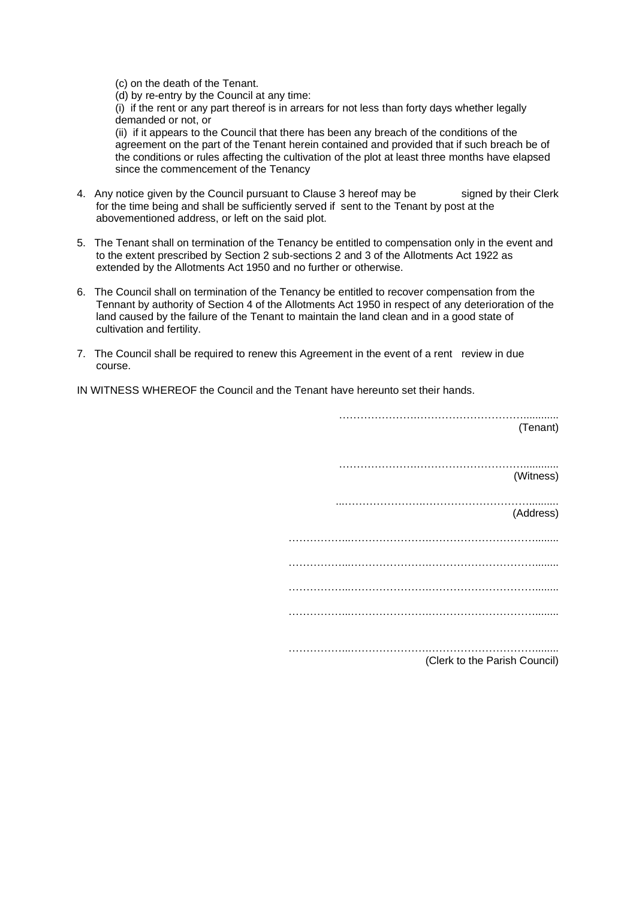(c) on the death of the Tenant.

(d) by re-entry by the Council at any time:

(i) if the rent or any part thereof is in arrears for not less than forty days whether legally demanded or not, or

(ii) if it appears to the Council that there has been any breach of the conditions of the agreement on the part of the Tenant herein contained and provided that if such breach be of the conditions or rules affecting the cultivation of the plot at least three months have elapsed since the commencement of the Tenancy

4. Any notice given by the Council pursuant to Clause 3 hereof may be signed by their Clerk for the time being and shall be sufficiently served if sent to the Tenant by post at the abovementioned address, or left on the said plot.

5. The Tenant shall on termination of the Tenancy be entitled to compensation only in the event and to the extent prescribed by Section 2 sub-sections 2 and 3 of the Allotments Act 1922 as extended by the Allotments Act 1950 and no further or otherwise.

6. The Council shall on termination of the Tenancy be entitled to recover compensation from the Tennant by authority of Section 4 of the Allotments Act 1950 in respect of any deterioration of the land caused by the failure of the Tenant to maintain the land clean and in a good state of cultivation and fertility.

7. The Council shall be required to renew this Agreement in the event of a rent review in due course.

IN WITNESS WHEREOF the Council and the Tenant have hereunto set their hands.

……………………………………………………
(Tenant)

……………………………………………………
(Witness)

……………………………………………………
(Address)

……………………………………………………

……………………………………………………

……………………………………………………

……………………………………………………

……………………………………………………
(Clerk to the Parish Council)